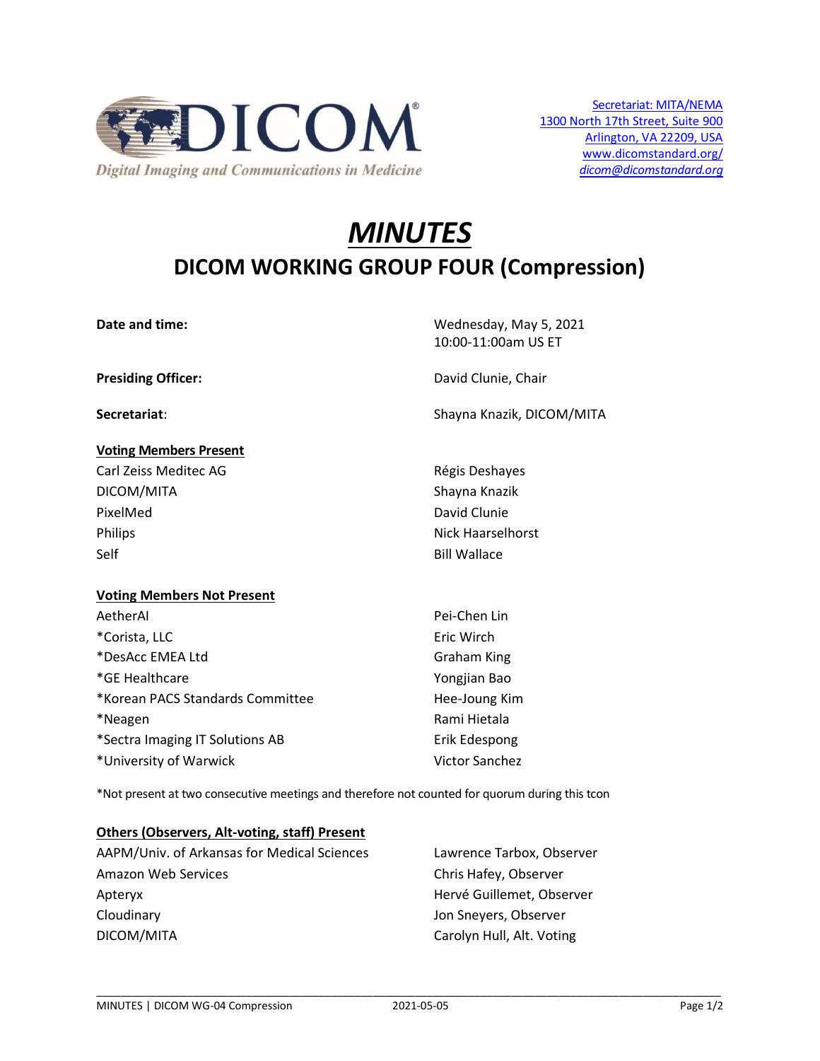Secretariat: MITA/NEMA
1300 North 17th Street, Suite 900
Arlington, VA 22209, USA
www.dicomstandard.org/
dicom@dicomstandard.org

# *MINUTES*

## DICOM WORKING GROUP FOUR (Compression)

| | |
|---|---|
| **Date and time:** | Wednesday, May 5, 2021<br>10:00-11:00am US ET |
| **Presiding Officer:** | David Clunie, Chair |
| **Secretariat**: | Shayna Knazik, DICOM/MITA |

**Voting Members Present**

| | |
|---|---|
| Carl Zeiss Meditec AG | Régis Deshayes |
| DICOM/MITA | Shayna Knazik |
| PixelMed | David Clunie |
| Philips | Nick Haarselhorst |
| Self | Bill Wallace |

**Voting Members Not Present**

| | |
|---|---|
| AetherAI | Pei-Chen Lin |
| *Corista, LLC | Eric Wirch |
| *DesAcc EMEA Ltd | Graham King |
| *GE Healthcare | Yongjian Bao |
| *Korean PACS Standards Committee | Hee-Joung Kim |
| *Neagen | Rami Hietala |
| *Sectra Imaging IT Solutions AB | Erik Edespong |
| *University of Warwick | Victor Sanchez |

*Not present at two consecutive meetings and therefore not counted for quorum during this tcon

**Others (Observers, Alt-voting, staff) Present**

| | |
|---|---|
| AAPM/Univ. of Arkansas for Medical Sciences | Lawrence Tarbox, Observer |
| Amazon Web Services | Chris Hafey, Observer |
| Apteryx | Hervé Guillemet, Observer |
| Cloudinary | Jon Sneyers, Observer |
| DICOM/MITA | Carolyn Hull, Alt. Voting |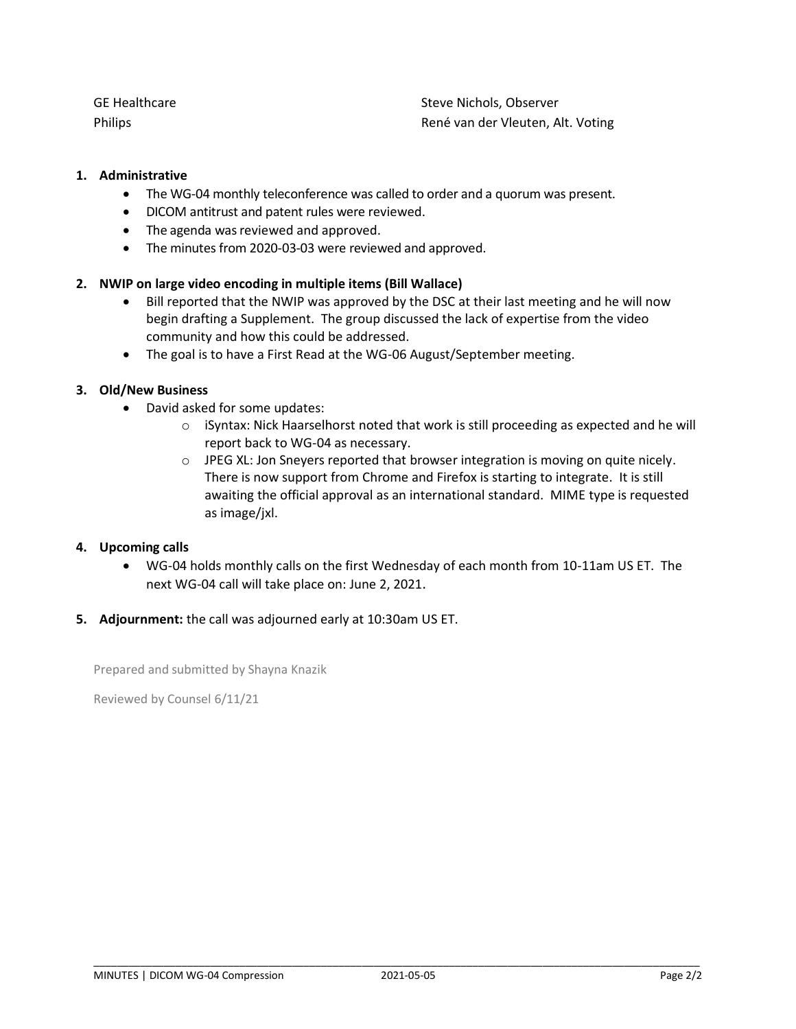| | |
|---|---|
| GE Healthcare | Steve Nichols, Observer |
| Philips | René van der Vleuten, Alt. Voting |

1. **Administrative**
   - The WG-04 monthly teleconference was called to order and a quorum was present.
   - DICOM antitrust and patent rules were reviewed.
   - The agenda was reviewed and approved.
   - The minutes from 2020-03-03 were reviewed and approved.

2. **NWIP on large video encoding in multiple items (Bill Wallace)**
   - Bill reported that the NWIP was approved by the DSC at their last meeting and he will now begin drafting a Supplement. The group discussed the lack of expertise from the video community and how this could be addressed.
   - The goal is to have a First Read at the WG-06 August/September meeting.

3. **Old/New Business**
   - David asked for some updates:
     - iSyntax: Nick Haarselhorst noted that work is still proceeding as expected and he will report back to WG-04 as necessary.
     - JPEG XL: Jon Sneyers reported that browser integration is moving on quite nicely. There is now support from Chrome and Firefox is starting to integrate. It is still awaiting the official approval as an international standard. MIME type is requested as image/jxl.

4. **Upcoming calls**
   - WG-04 holds monthly calls on the first Wednesday of each month from 10-11am US ET. The next WG-04 call will take place on: June 2, 2021.

5. **Adjournment:** the call was adjourned early at 10:30am US ET.

Prepared and submitted by Shayna Knazik

Reviewed by Counsel 6/11/21